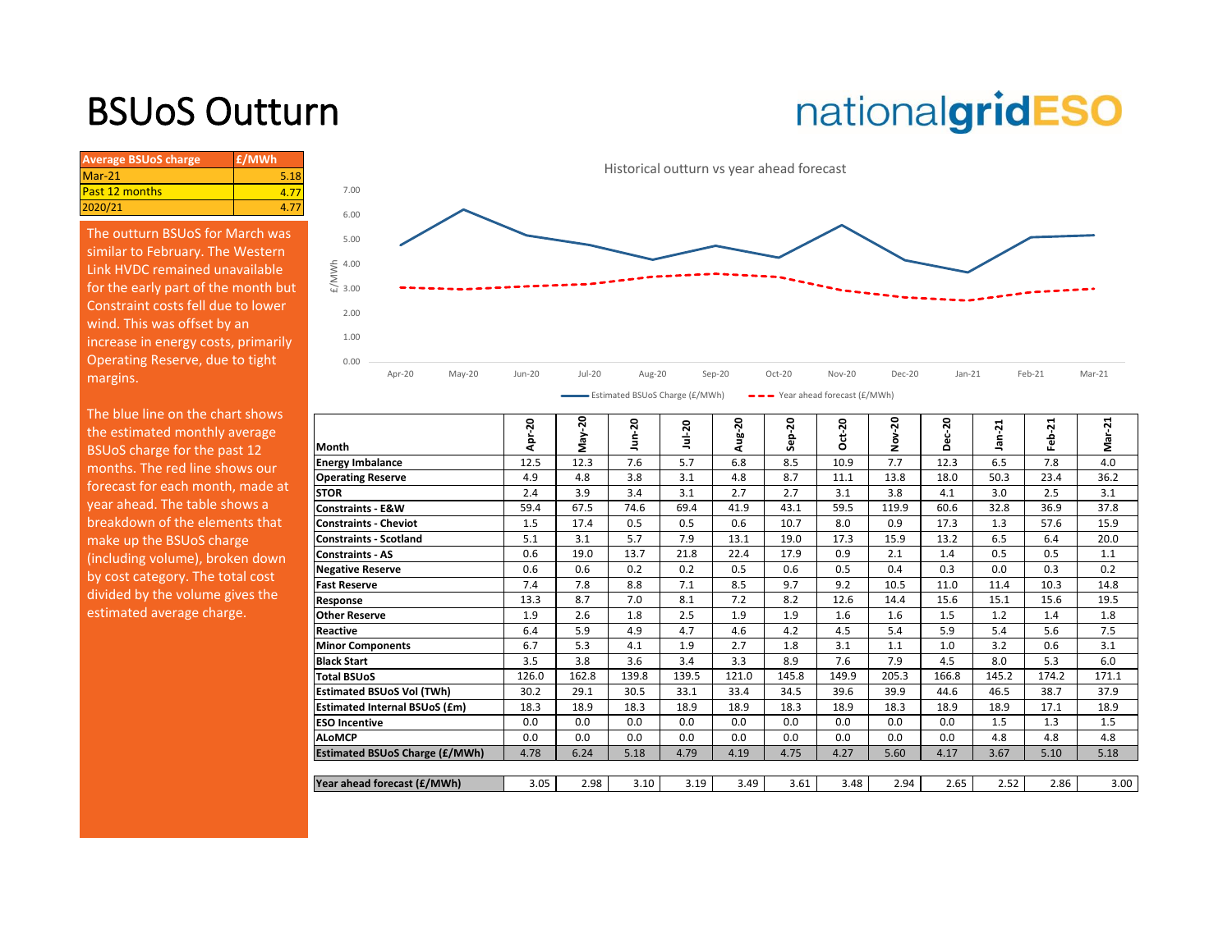# BSUoS Outturn

nationalgridESO

| Average BSUoS charge | £/MWh |
|---|---|
| Mar-21 | 5.18 |
| Past 12 months | 4.77 |
| 2020/21 | 4.77 |

The outturn BSUoS for March was similar to February. The Western Link HVDC remained unavailable for the early part of the month but Constraint costs fell due to lower wind. This was offset by an increase in energy costs, primarily Operating Reserve, due to tight margins.

The blue line on the chart shows the estimated monthly average BSUoS charge for the past 12 months. The red line shows our forecast for each month, made at year ahead. The table shows a breakdown of the elements that make up the BSUoS charge (including volume), broken down by cost category. The total cost divided by the volume gives the estimated average charge.

Historical outturn vs year ahead forecast

Legend: Estimated BSUoS Charge (£/MWh); Year ahead forecast (£/MWh)

| Month | Apr-20 | May-20 | Jun-20 | Jul-20 | Aug-20 | Sep-20 | Oct-20 | Nov-20 | Dec-20 | Jan-21 | Feb-21 | Mar-21 |
|---|---|---|---|---|---|---|---|---|---|---|---|---|
| **Energy Imbalance** | 12.5 | 12.3 | 7.6 | 5.7 | 6.8 | 8.5 | 10.9 | 7.7 | 12.3 | 6.5 | 7.8 | 4.0 |
| **Operating Reserve** | 4.9 | 4.8 | 3.8 | 3.1 | 4.8 | 8.7 | 11.1 | 13.8 | 18.0 | 50.3 | 23.4 | 36.2 |
| **STOR** | 2.4 | 3.9 | 3.4 | 3.1 | 2.7 | 2.7 | 3.1 | 3.8 | 4.1 | 3.0 | 2.5 | 3.1 |
| **Constraints - E&W** | 59.4 | 67.5 | 74.6 | 69.4 | 41.9 | 43.1 | 59.5 | 119.9 | 60.6 | 32.8 | 36.9 | 37.8 |
| **Constraints - Cheviot** | 1.5 | 17.4 | 0.5 | 0.5 | 0.6 | 10.7 | 8.0 | 0.9 | 17.3 | 1.3 | 57.6 | 15.9 |
| **Constraints - Scotland** | 5.1 | 3.1 | 5.7 | 7.9 | 13.1 | 19.0 | 17.3 | 15.9 | 13.2 | 6.5 | 6.4 | 20.0 |
| **Constraints - AS** | 0.6 | 19.0 | 13.7 | 21.8 | 22.4 | 17.9 | 0.9 | 2.1 | 1.4 | 0.5 | 0.5 | 1.1 |
| **Negative Reserve** | 0.6 | 0.6 | 0.2 | 0.2 | 0.5 | 0.6 | 0.5 | 0.4 | 0.3 | 0.0 | 0.3 | 0.2 |
| **Fast Reserve** | 7.4 | 7.8 | 8.8 | 7.1 | 8.5 | 9.7 | 9.2 | 10.5 | 11.0 | 11.4 | 10.3 | 14.8 |
| **Response** | 13.3 | 8.7 | 7.0 | 8.1 | 7.2 | 8.2 | 12.6 | 14.4 | 15.6 | 15.1 | 15.6 | 19.5 |
| **Other Reserve** | 1.9 | 2.6 | 1.8 | 2.5 | 1.9 | 1.9 | 1.6 | 1.6 | 1.5 | 1.2 | 1.4 | 1.8 |
| **Reactive** | 6.4 | 5.9 | 4.9 | 4.7 | 4.6 | 4.2 | 4.5 | 5.4 | 5.9 | 5.4 | 5.6 | 7.5 |
| **Minor Components** | 6.7 | 5.3 | 4.1 | 1.9 | 2.7 | 1.8 | 3.1 | 1.1 | 1.0 | 3.2 | 0.6 | 3.1 |
| **Black Start** | 3.5 | 3.8 | 3.6 | 3.4 | 3.3 | 8.9 | 7.6 | 7.9 | 4.5 | 8.0 | 5.3 | 6.0 |
| **Total BSUoS** | 126.0 | 162.8 | 139.8 | 139.5 | 121.0 | 145.8 | 149.9 | 205.3 | 166.8 | 145.2 | 174.2 | 171.1 |
| **Estimated BSUoS Vol (TWh)** | 30.2 | 29.1 | 30.5 | 33.1 | 33.4 | 34.5 | 39.6 | 39.9 | 44.6 | 46.5 | 38.7 | 37.9 |
| **Estimated Internal BSUoS (£m)** | 18.3 | 18.9 | 18.3 | 18.9 | 18.9 | 18.3 | 18.9 | 18.3 | 18.9 | 18.9 | 17.1 | 18.9 |
| **ESO Incentive** | 0.0 | 0.0 | 0.0 | 0.0 | 0.0 | 0.0 | 0.0 | 0.0 | 0.0 | 1.5 | 1.3 | 1.5 |
| **ALoMCP** | 0.0 | 0.0 | 0.0 | 0.0 | 0.0 | 0.0 | 0.0 | 0.0 | 0.0 | 4.8 | 4.8 | 4.8 |
| **Estimated BSUoS Charge (£/MWh)** | 4.78 | 6.24 | 5.18 | 4.79 | 4.19 | 4.75 | 4.27 | 5.60 | 4.17 | 3.67 | 5.10 | 5.18 |

| | Apr-20 | May-20 | Jun-20 | Jul-20 | Aug-20 | Sep-20 | Oct-20 | Nov-20 | Dec-20 | Jan-21 | Feb-21 | Mar-21 |
|---|---|---|---|---|---|---|---|---|---|---|---|---|
| **Year ahead forecast (£/MWh)** | 3.05 | 2.98 | 3.10 | 3.19 | 3.49 | 3.61 | 3.48 | 2.94 | 2.65 | 2.52 | 2.86 | 3.00 |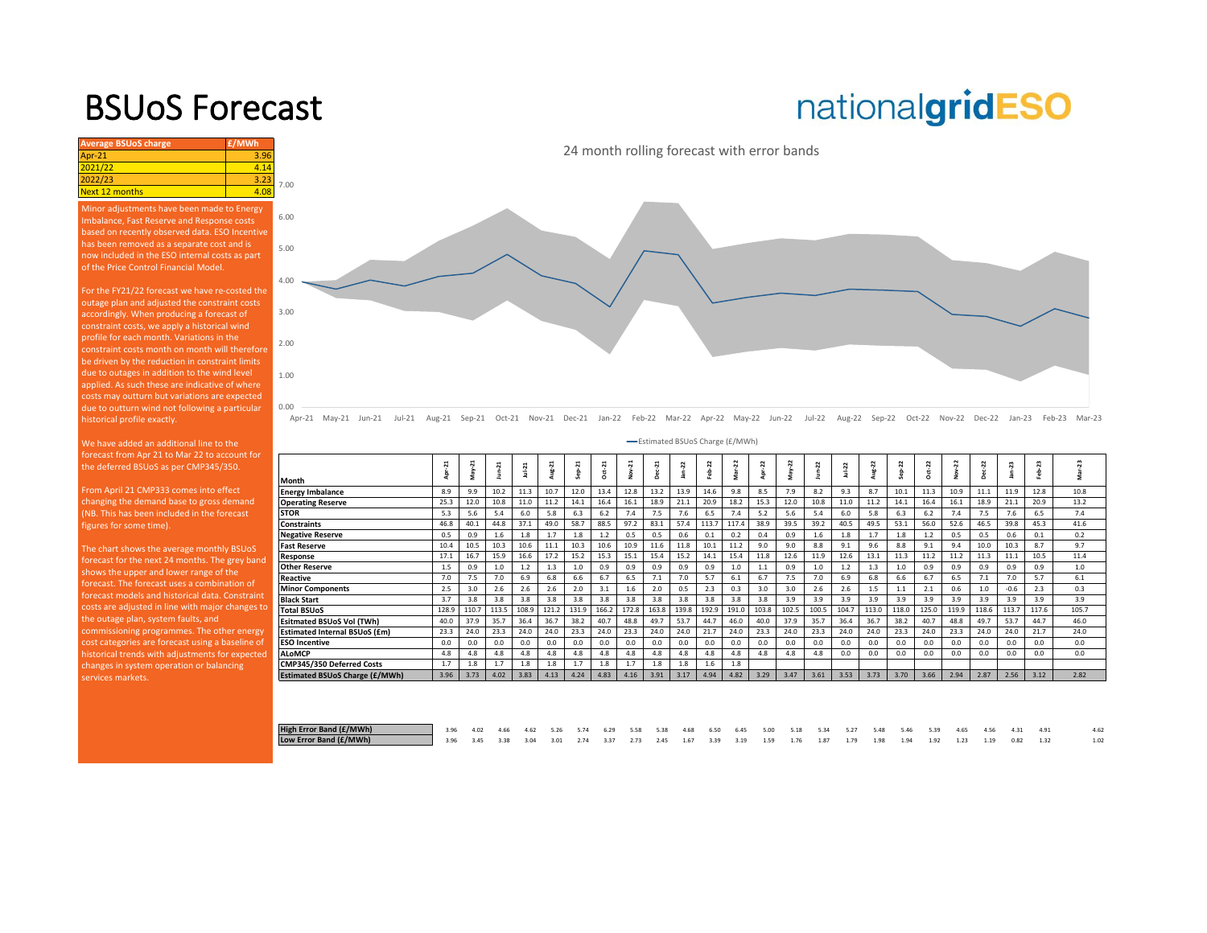# BSUoS Forecast

nationalgridESO

| Average BSUoS charge | £/MWh |
|---|---|
| Apr-21 | 3.96 |
| 2021/22 | 4.14 |
| 2022/23 | 3.23 |
| Next 12 months | 4.08 |

Minor adjustments have been made to Energy Imbalance, Fast Reserve and Response costs based on recently observed data. ESO Incentive has been removed as a separate cost and is now included in the ESO internal costs as part of the Price Control Financial Model.

For the FY21/22 forecast we have re-costed the outage plan and adjusted the constraint costs accordingly. When producing a forecast of constraint costs, we apply a historical wind profile for each month. Variations in the constraint costs month on month will therefore be driven by the reduction in constraint limits due to outages in addition to the wind level applied. As such these are indicative of where costs may outturn but variations are expected due to outturn wind not following a particular historical profile exactly.

We have added an additional line to the forecast from Apr 21 to Mar 22 to account for the deferred BSUoS as per CMP345/350.

From April 21 CMP333 comes into effect changing the demand base to gross demand (NB. This has been included in the forecast figures for some time).

The chart shows the average monthly BSUoS forecast for the next 24 months. The grey band shows the upper and lower range of the forecast. The forecast uses a combination of forecast models and historical data. Constraint costs are adjusted in line with major changes to the outage plan, system faults, and commissioning programmes. The other energy cost categories are forecast using a baseline of historical trends with adjustments for expected changes in system operation or balancing services markets.

24 month rolling forecast with error bands

Estimated BSUoS Charge (£/MWh)

| Month | Apr-21 | May-21 | Jun-21 | Jul-21 | Aug-21 | Sep-21 | Oct-21 | Nov-21 | Dec-21 | Jan-22 | Feb-22 | Mar-22 | Apr-22 | May-22 | Jun-22 | Jul-22 | Aug-22 | Sep-22 | Oct-22 | Nov-22 | Dec-22 | Jan-23 | Feb-23 | Mar-23 |
|---|---|---|---|---|---|---|---|---|---|---|---|---|---|---|---|---|---|---|---|---|---|---|---|---|
| Energy Imbalance | 8.9 | 9.9 | 10.2 | 11.3 | 10.7 | 12.0 | 13.4 | 12.8 | 13.2 | 13.9 | 14.6 | 9.8 | 8.5 | 7.9 | 8.2 | 9.3 | 8.7 | 10.1 | 11.3 | 10.9 | 11.1 | 11.9 | 12.8 | 10.8 |
| Operating Reserve | 25.3 | 12.0 | 10.8 | 11.0 | 11.2 | 14.1 | 16.4 | 16.1 | 18.9 | 21.1 | 20.9 | 18.2 | 15.3 | 12.0 | 10.8 | 11.0 | 11.2 | 14.1 | 16.4 | 16.1 | 18.9 | 21.1 | 20.9 | 13.2 |
| STOR | 5.3 | 5.6 | 5.4 | 6.0 | 5.8 | 6.3 | 6.2 | 7.4 | 7.5 | 7.6 | 6.5 | 7.4 | 5.2 | 5.6 | 5.4 | 6.0 | 5.8 | 6.3 | 6.2 | 7.4 | 7.5 | 7.6 | 6.5 | 7.4 |
| Constraints | 46.8 | 40.1 | 44.8 | 37.1 | 49.0 | 58.7 | 88.5 | 97.2 | 83.1 | 57.4 | 113.7 | 117.4 | 38.9 | 39.5 | 39.2 | 40.5 | 49.5 | 53.1 | 56.0 | 52.6 | 46.5 | 39.8 | 45.3 | 41.6 |
| Negative Reserve | 0.5 | 0.9 | 1.6 | 1.8 | 1.7 | 1.8 | 1.2 | 0.5 | 0.5 | 0.6 | 0.1 | 0.2 | 0.4 | 0.9 | 1.6 | 1.8 | 1.7 | 1.8 | 1.2 | 0.5 | 0.5 | 0.6 | 0.1 | 0.2 |
| Fast Reserve | 10.4 | 10.5 | 10.3 | 10.6 | 11.1 | 10.3 | 10.6 | 10.9 | 11.6 | 11.8 | 10.1 | 11.2 | 9.0 | 9.0 | 8.8 | 9.1 | 9.6 | 8.8 | 9.1 | 9.4 | 10.0 | 10.3 | 8.7 | 9.7 |
| Response | 17.1 | 16.7 | 15.9 | 16.6 | 17.2 | 15.2 | 15.3 | 15.1 | 15.4 | 15.2 | 14.1 | 15.4 | 11.8 | 12.6 | 11.9 | 12.6 | 13.1 | 11.3 | 11.2 | 11.2 | 11.3 | 11.1 | 10.5 | 11.4 |
| Other Reserve | 1.5 | 0.9 | 1.0 | 1.2 | 1.3 | 1.0 | 0.9 | 0.9 | 0.9 | 0.9 | 0.9 | 1.0 | 1.1 | 0.9 | 1.0 | 1.2 | 1.3 | 1.0 | 0.9 | 0.9 | 0.9 | 0.9 | 0.9 | 1.0 |
| Reactive | 7.0 | 7.5 | 7.0 | 6.9 | 6.8 | 6.6 | 6.7 | 6.5 | 7.1 | 7.0 | 5.7 | 6.1 | 6.7 | 7.5 | 7.0 | 6.9 | 6.8 | 6.6 | 6.7 | 6.5 | 7.1 | 7.0 | 5.7 | 6.1 |
| Minor Components | 2.5 | 3.0 | 2.6 | 2.6 | 2.6 | 2.0 | 3.1 | 1.6 | 2.0 | 0.5 | 2.3 | 0.3 | 3.0 | 3.0 | 2.6 | 2.6 | 1.5 | 1.1 | 2.1 | 0.6 | 1.0 | -0.6 | 2.3 | 0.3 |
| Black Start | 3.7 | 3.8 | 3.8 | 3.8 | 3.8 | 3.8 | 3.8 | 3.8 | 3.8 | 3.8 | 3.8 | 3.8 | 3.8 | 3.9 | 3.9 | 3.9 | 3.9 | 3.9 | 3.9 | 3.9 | 3.9 | 3.9 | 3.9 | 3.9 |
| Total BSUoS | 128.9 | 110.7 | 113.5 | 108.9 | 121.2 | 131.9 | 166.2 | 172.8 | 163.8 | 139.8 | 192.9 | 191.0 | 103.8 | 102.5 | 100.5 | 104.7 | 113.0 | 118.0 | 125.0 | 119.9 | 118.6 | 113.7 | 117.6 | 105.7 |
| Esitmated BSUoS Vol (TWh) | 40.0 | 37.9 | 35.7 | 36.4 | 36.7 | 38.2 | 40.7 | 48.8 | 49.7 | 53.7 | 44.7 | 46.0 | 40.0 | 37.9 | 35.7 | 36.4 | 36.7 | 38.2 | 40.7 | 48.8 | 49.7 | 53.7 | 44.7 | 46.0 |
| Estimated Internal BSUoS (£m) | 23.3 | 24.0 | 23.3 | 24.0 | 24.0 | 23.3 | 24.0 | 23.3 | 24.0 | 24.0 | 21.7 | 24.0 | 23.3 | 24.0 | 23.3 | 24.0 | 24.0 | 23.3 | 24.0 | 23.3 | 24.0 | 24.0 | 21.7 | 24.0 |
| ESO Incentive | 0.0 | 0.0 | 0.0 | 0.0 | 0.0 | 0.0 | 0.0 | 0.0 | 0.0 | 0.0 | 0.0 | 0.0 | 0.0 | 0.0 | 0.0 | 0.0 | 0.0 | 0.0 | 0.0 | 0.0 | 0.0 | 0.0 | 0.0 | 0.0 |
| ALoMCP | 4.8 | 4.8 | 4.8 | 4.8 | 4.8 | 4.8 | 4.8 | 4.8 | 4.8 | 4.8 | 4.8 | 4.8 | 4.8 | 4.8 | 4.8 | 0.0 | 0.0 | 0.0 | 0.0 | 0.0 | 0.0 | 0.0 | 0.0 | 0.0 |
| CMP345/350 Deferred Costs | 1.7 | 1.8 | 1.7 | 1.8 | 1.8 | 1.7 | 1.8 | 1.7 | 1.8 | 1.8 | 1.6 | 1.8 | | | | | | | | | | | | |
| Estimated BSUoS Charge (£/MWh) | 3.96 | 3.73 | 4.02 | 3.83 | 4.13 | 4.24 | 4.83 | 4.16 | 3.91 | 3.17 | 4.94 | 4.82 | 3.29 | 3.47 | 3.61 | 3.53 | 3.73 | 3.70 | 3.66 | 2.94 | 2.87 | 2.56 | 3.12 | 2.82 |
| High Error Band (£/MWh) | 3.96 | 4.02 | 4.66 | 4.62 | 5.26 | 5.74 | 6.29 | 5.58 | 5.38 | 4.68 | 6.50 | 6.45 | 5.00 | 5.18 | 5.34 | 5.27 | 5.48 | 5.46 | 5.39 | 4.65 | 4.56 | 4.31 | 4.91 | 4.62 |
| Low Error Band (£/MWh) | 3.96 | 3.45 | 3.38 | 3.04 | 3.01 | 2.74 | 3.37 | 2.73 | 2.45 | 1.67 | 3.39 | 3.19 | 1.59 | 1.76 | 1.87 | 1.79 | 1.98 | 1.94 | 1.92 | 1.23 | 1.19 | 0.82 | 1.32 | 1.02 |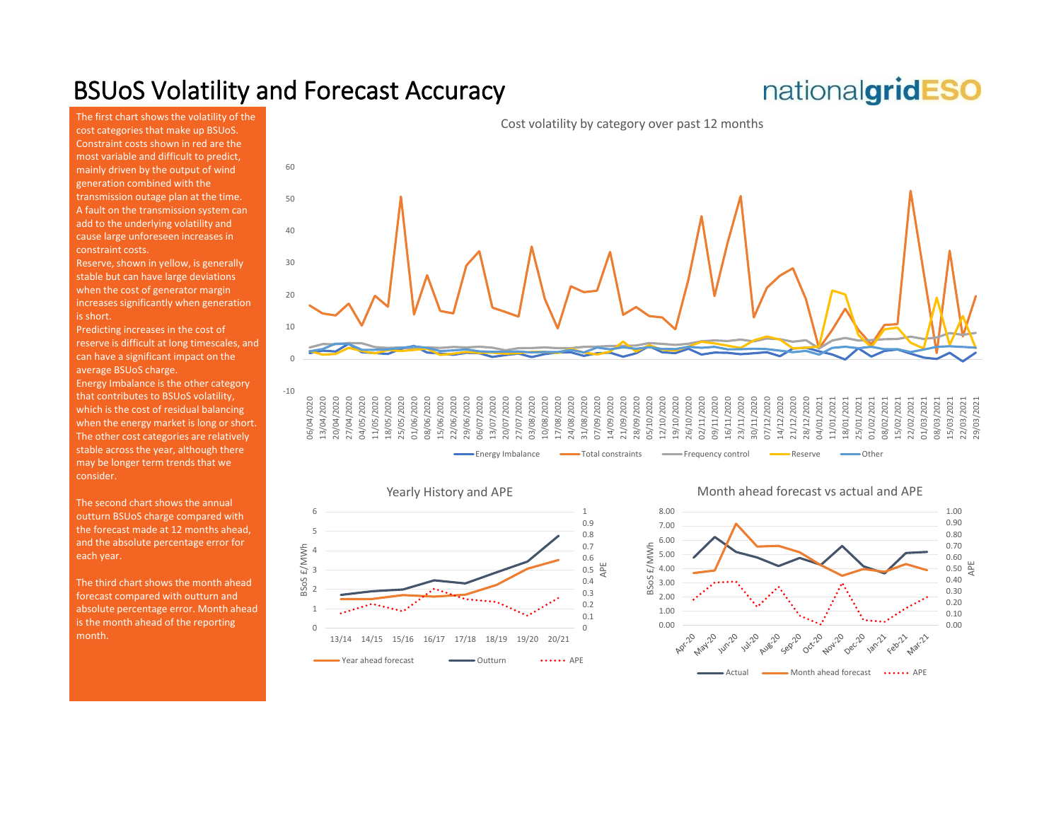# BSUoS Volatility and Forecast Accuracy

nationalgridESO

The first chart shows the volatility of the cost categories that make up BSUoS. Constraint costs shown in red are the most variable and difficult to predict, mainly driven by the output of wind generation combined with the transmission outage plan at the time. A fault on the transmission system can add to the underlying volatility and cause large unforeseen increases in constraint costs.

Reserve, shown in yellow, is generally stable but can have large deviations when the cost of generator margin increases significantly when generation is short.

Predicting increases in the cost of reserve is difficult at long timescales, and can have a significant impact on the average BSUoS charge.

Energy Imbalance is the other category that contributes to BSUoS volatility, which is the cost of residual balancing when the energy market is long or short.

The other cost categories are relatively stable across the year, although there may be longer term trends that we consider.

The second chart shows the annual outturn BSUoS charge compared with the forecast made at 12 months ahead, and the absolute percentage error for each year.

The third chart shows the month ahead forecast compared with outturn and absolute percentage error. Month ahead is the month ahead of the reporting month.

Cost volatility by category over past 12 months

60
50
40
30
20
10
0
-10

06/04/2020 13/04/2020 20/04/2020 27/04/2020 04/05/2020 11/05/2020 18/05/2020 25/05/2020 01/06/2020 08/06/2020 15/06/2020 22/06/2020 29/06/2020 06/07/2020 13/07/2020 20/07/2020 27/07/2020 03/08/2020 10/08/2020 17/08/2020 24/08/2020 31/08/2020 07/09/2020 14/09/2020 21/09/2020 28/09/2020 05/10/2020 12/10/2020 19/10/2020 26/10/2020 02/11/2020 09/11/2020 16/11/2020 23/11/2020 30/11/2020 07/12/2020 14/12/2020 21/12/2020 28/12/2020 04/01/2021 11/01/2021 18/01/2021 25/01/2021 01/02/2021 08/02/2021 15/02/2021 22/02/2021 01/03/2021 08/03/2021 15/03/2021 22/03/2021 29/03/2021

Energy Imbalance | Total constraints | Frequency control | Reserve | Other

Yearly History and APE

BSoS £/MWh: 0 1 2 3 4 5 6

APE: 0 0.1 0.2 0.3 0.4 0.5 0.6 0.7 0.8 0.9 1

13/14 14/15 15/16 16/17 17/18 18/19 19/20 20/21

Year ahead forecast | Outturn | APE

Month ahead forecast vs actual and APE

BSoS £/MWh: 0.00 1.00 2.00 3.00 4.00 5.00 6.00 7.00 8.00

APE: 0.00 0.10 0.20 0.30 0.40 0.50 0.60 0.70 0.80 0.90 1.00

Apr-20 May-20 Jun-20 Jul-20 Aug-20 Sep-20 Oct-20 Nov-20 Dec-20 Jan-21 Feb-21 Mar-21

Actual | Month ahead forecast | APE